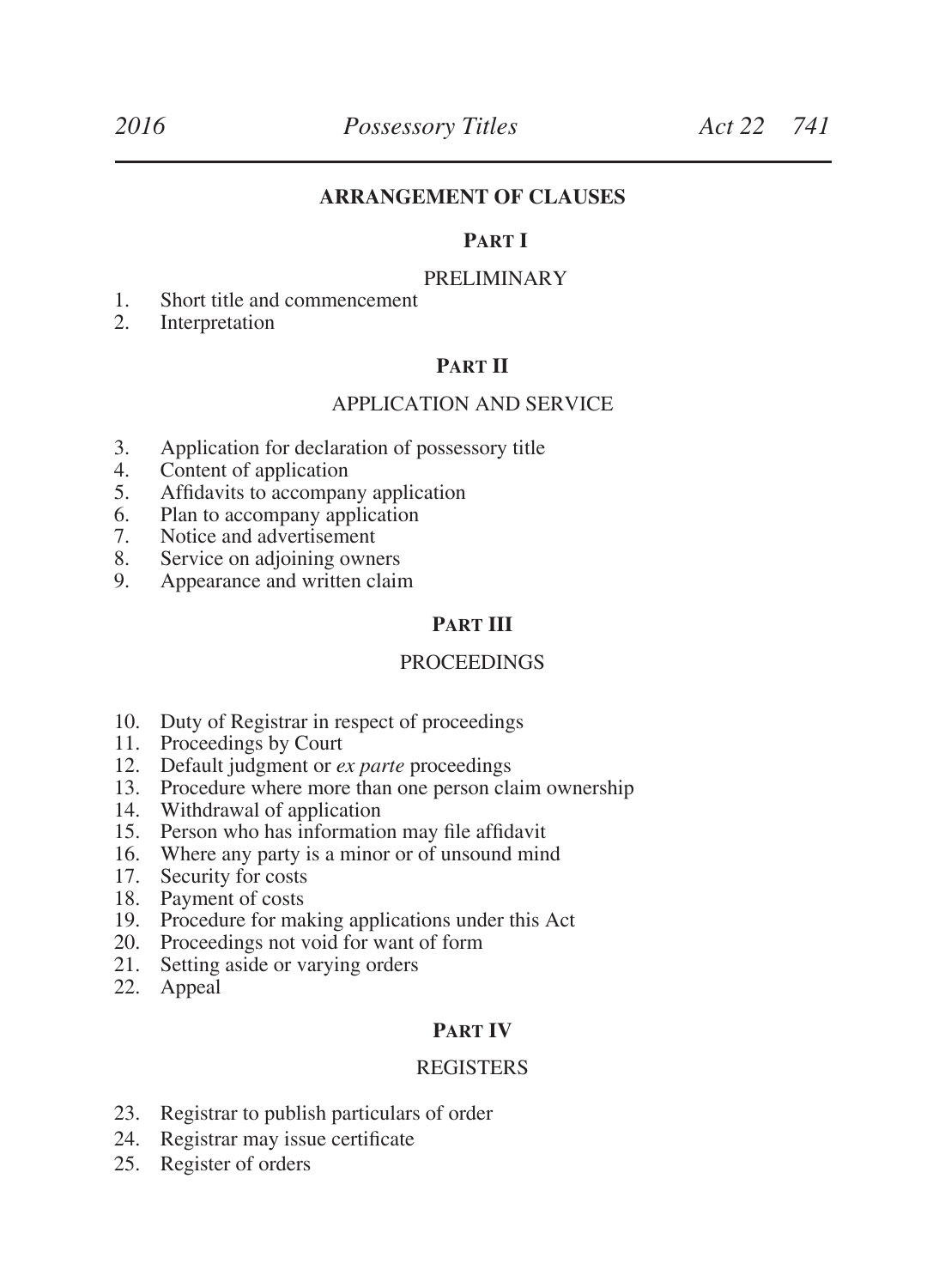## ARRANGEMENT OF CLAUSES

### PART I

PRELIMINARY

1. Short title and commencement
2. Interpretation

### PART II

APPLICATION AND SERVICE

3. Application for declaration of possessory title
4. Content of application
5. Affidavits to accompany application
6. Plan to accompany application
7. Notice and advertisement
8. Service on adjoining owners
9. Appearance and written claim

### PART III

PROCEEDINGS

10. Duty of Registrar in respect of proceedings
11. Proceedings by Court
12. Default judgment or *ex parte* proceedings
13. Procedure where more than one person claim ownership
14. Withdrawal of application
15. Person who has information may file affidavit
16. Where any party is a minor or of unsound mind
17. Security for costs
18. Payment of costs
19. Procedure for making applications under this Act
20. Proceedings not void for want of form
21. Setting aside or varying orders
22. Appeal

### PART IV

REGISTERS

23. Registrar to publish particulars of order
24. Registrar may issue certificate
25. Register of orders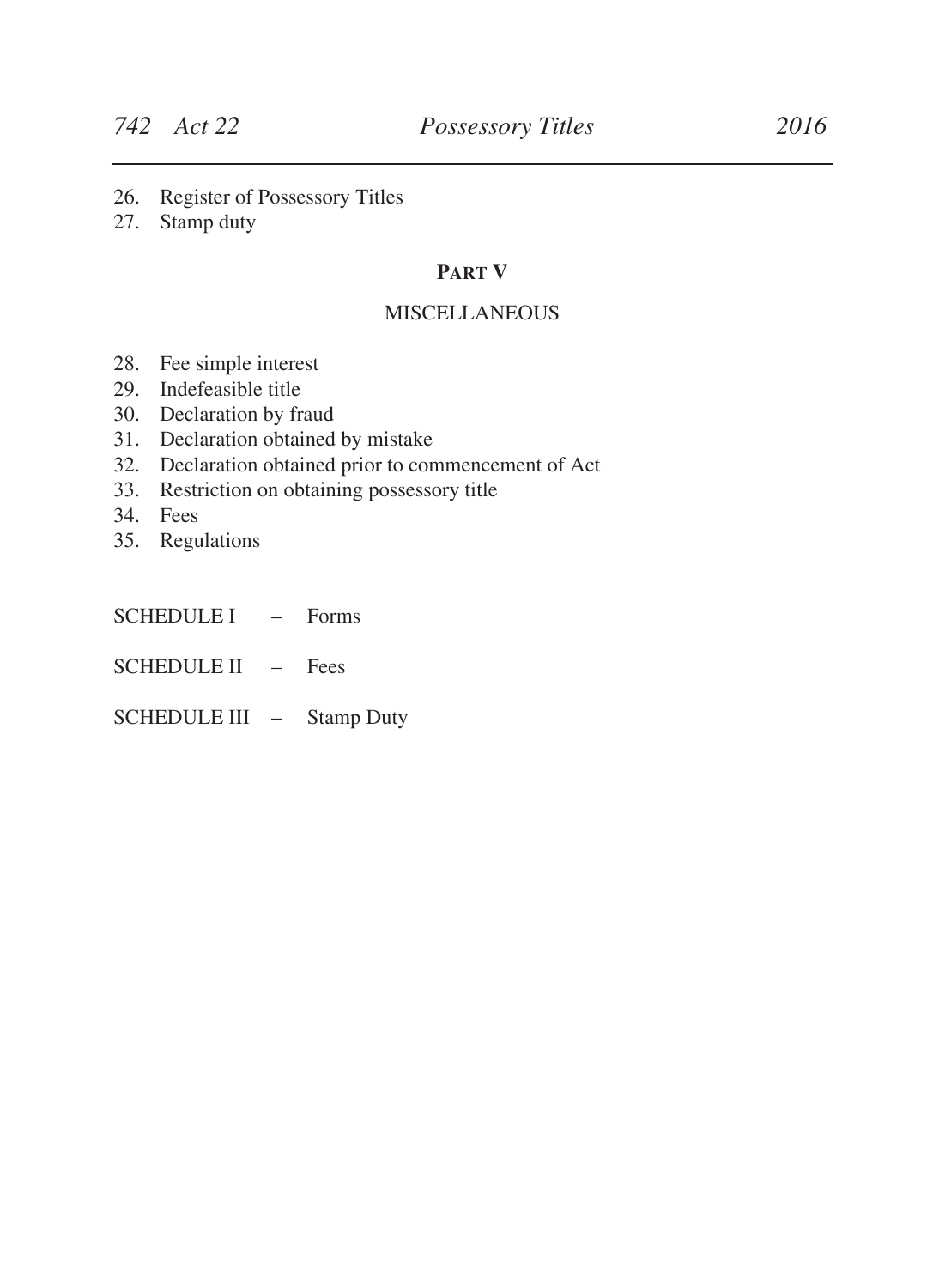26. Register of Possessory Titles
27. Stamp duty

## PART V

## MISCELLANEOUS

28. Fee simple interest
29. Indefeasible title
30. Declaration by fraud
31. Declaration obtained by mistake
32. Declaration obtained prior to commencement of Act
33. Restriction on obtaining possessory title
34. Fees
35. Regulations

SCHEDULE I – Forms

SCHEDULE II – Fees

SCHEDULE III – Stamp Duty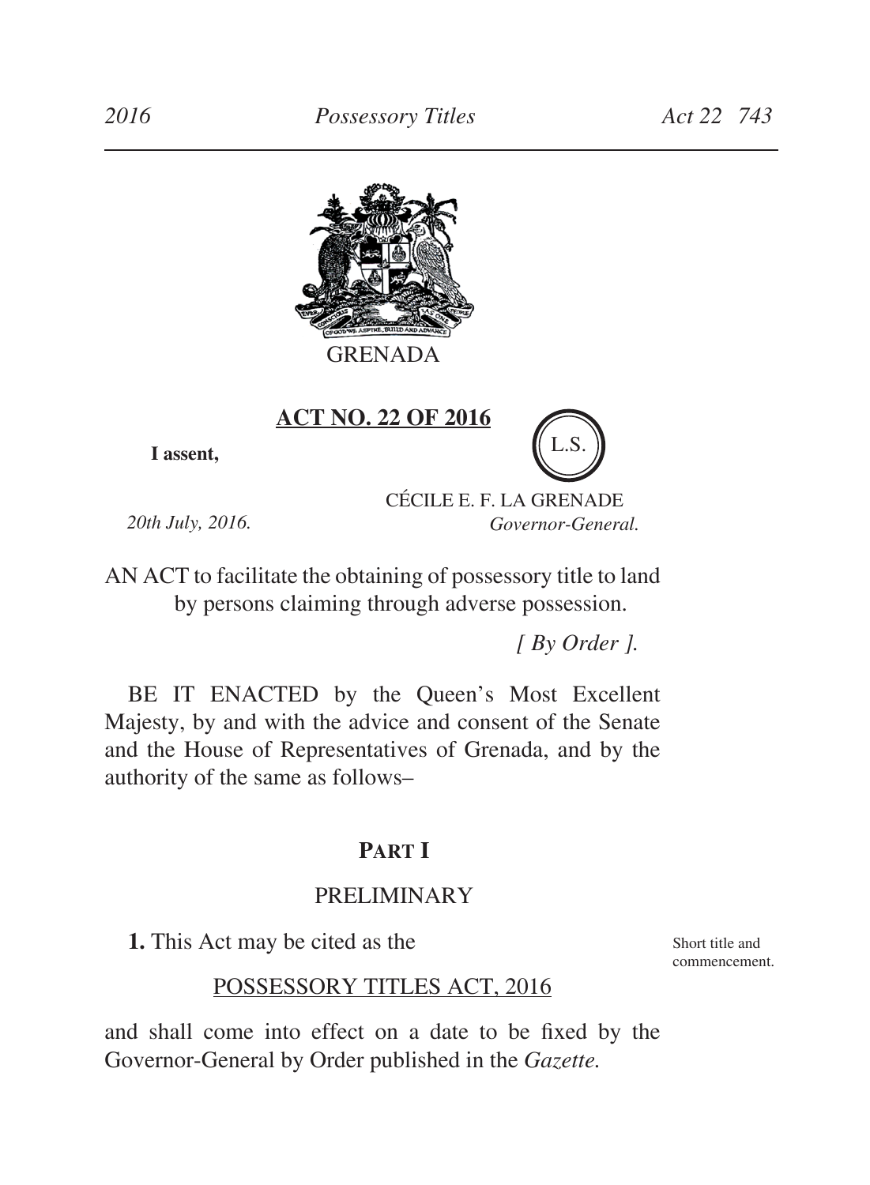GRENADA

**ACT NO. 22 OF 2016**

**I assent,**

L.S.

CÉCILE E. F. LA GRENADE
*Governor-General.*

*20th July, 2016.*

AN ACT to facilitate the obtaining of possessory title to land by persons claiming through adverse possession.

*[ By Order ].*

BE IT ENACTED by the Queen's Most Excellent Majesty, by and with the advice and consent of the Senate and the House of Representatives of Grenada, and by the authority of the same as follows–

## PART I

### PRELIMINARY

Short title and commencement.

**1.** This Act may be cited as the

POSSESSORY TITLES ACT, 2016

and shall come into effect on a date to be fixed by the Governor-General by Order published in the *Gazette.*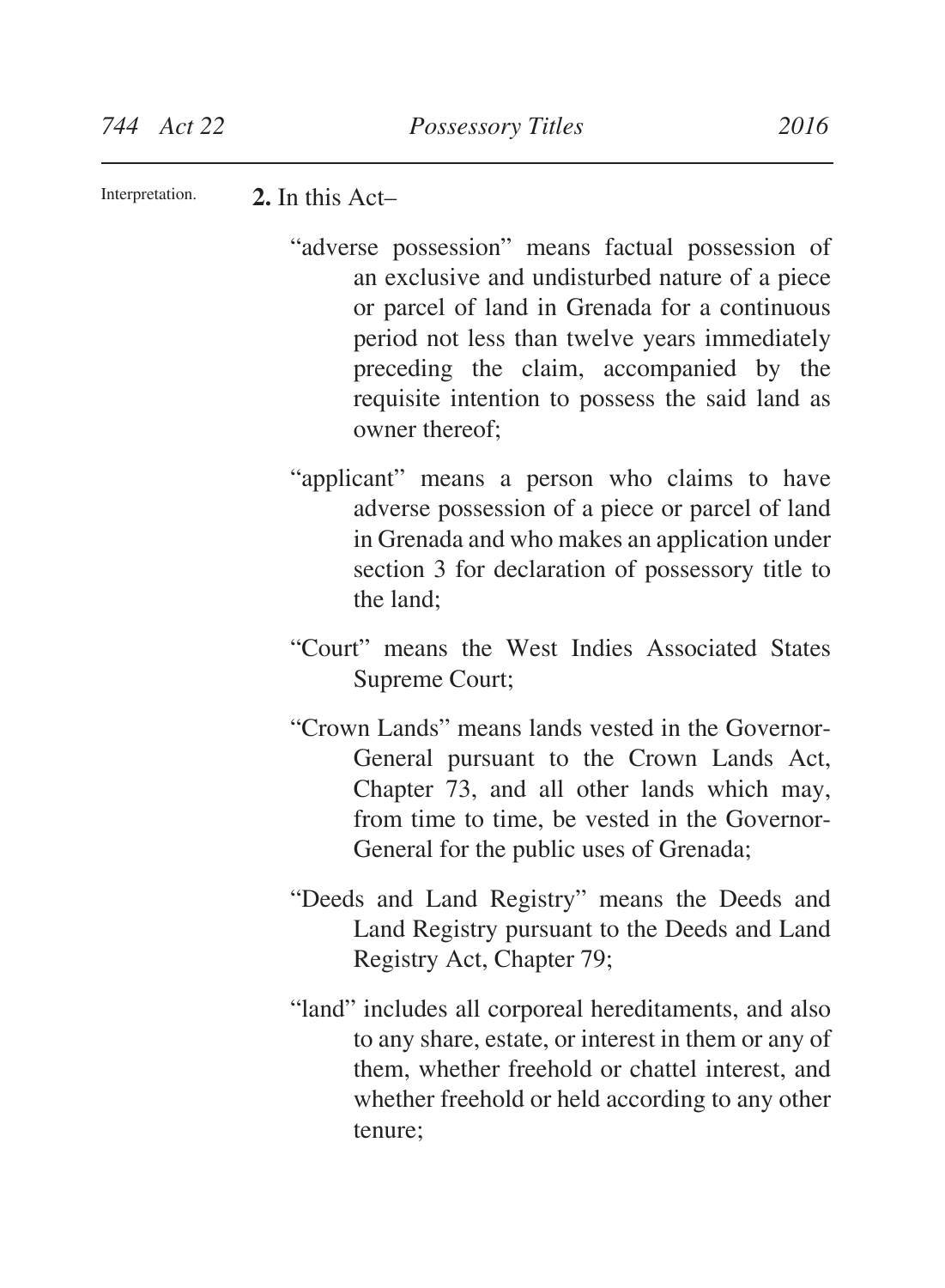Interpretation.

**2.** In this Act–

"adverse possession" means factual possession of an exclusive and undisturbed nature of a piece or parcel of land in Grenada for a continuous period not less than twelve years immediately preceding the claim, accompanied by the requisite intention to possess the said land as owner thereof;

"applicant" means a person who claims to have adverse possession of a piece or parcel of land in Grenada and who makes an application under section 3 for declaration of possessory title to the land;

"Court" means the West Indies Associated States Supreme Court;

"Crown Lands" means lands vested in the Governor-General pursuant to the Crown Lands Act, Chapter 73, and all other lands which may, from time to time, be vested in the Governor-General for the public uses of Grenada;

"Deeds and Land Registry" means the Deeds and Land Registry pursuant to the Deeds and Land Registry Act, Chapter 79;

"land" includes all corporeal hereditaments, and also to any share, estate, or interest in them or any of them, whether freehold or chattel interest, and whether freehold or held according to any other tenure;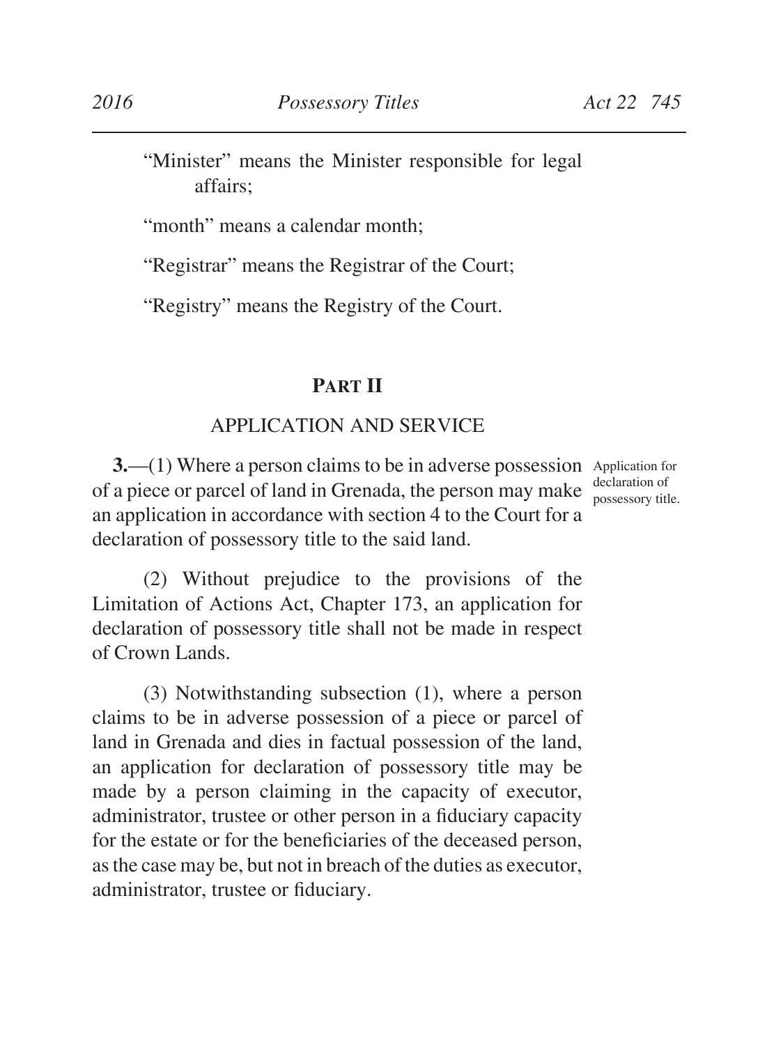"Minister" means the Minister responsible for legal affairs;

"month" means a calendar month;

"Registrar" means the Registrar of the Court;

"Registry" means the Registry of the Court.

## PART II

## APPLICATION AND SERVICE

*Application for declaration of possessory title.*

**3.**—(1) Where a person claims to be in adverse possession of a piece or parcel of land in Grenada, the person may make an application in accordance with section 4 to the Court for a declaration of possessory title to the said land.

(2) Without prejudice to the provisions of the Limitation of Actions Act, Chapter 173, an application for declaration of possessory title shall not be made in respect of Crown Lands.

(3) Notwithstanding subsection (1), where a person claims to be in adverse possession of a piece or parcel of land in Grenada and dies in factual possession of the land, an application for declaration of possessory title may be made by a person claiming in the capacity of executor, administrator, trustee or other person in a fiduciary capacity for the estate or for the beneficiaries of the deceased person, as the case may be, but not in breach of the duties as executor, administrator, trustee or fiduciary.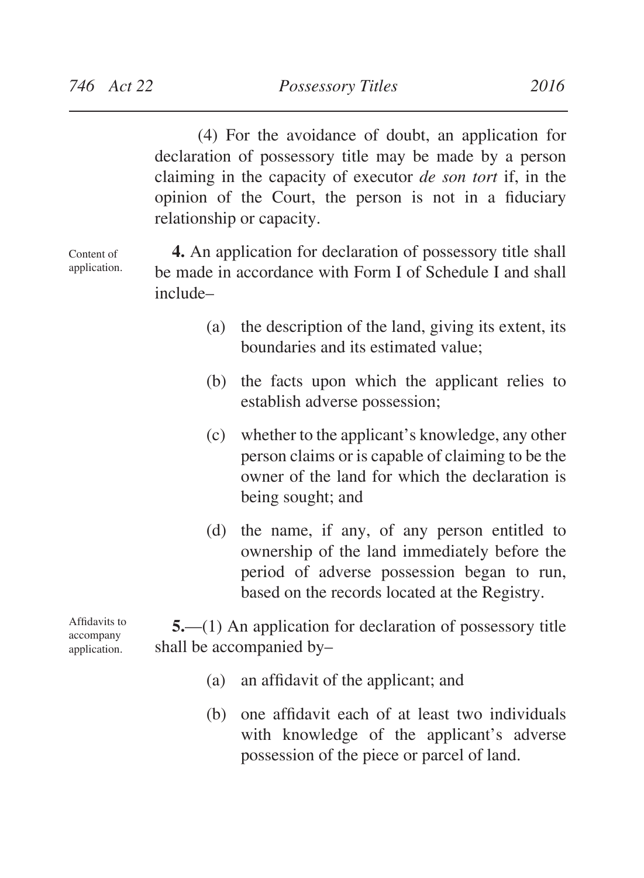(4) For the avoidance of doubt, an application for declaration of possessory title may be made by a person claiming in the capacity of executor *de son tort* if, in the opinion of the Court, the person is not in a fiduciary relationship or capacity.

Content of application.

**4.** An application for declaration of possessory title shall be made in accordance with Form I of Schedule I and shall include–

(a) the description of the land, giving its extent, its boundaries and its estimated value;

(b) the facts upon which the applicant relies to establish adverse possession;

(c) whether to the applicant's knowledge, any other person claims or is capable of claiming to be the owner of the land for which the declaration is being sought; and

(d) the name, if any, of any person entitled to ownership of the land immediately before the period of adverse possession began to run, based on the records located at the Registry.

Affidavits to accompany application.

**5.**—(1) An application for declaration of possessory title shall be accompanied by–

(a) an affidavit of the applicant; and

(b) one affidavit each of at least two individuals with knowledge of the applicant's adverse possession of the piece or parcel of land.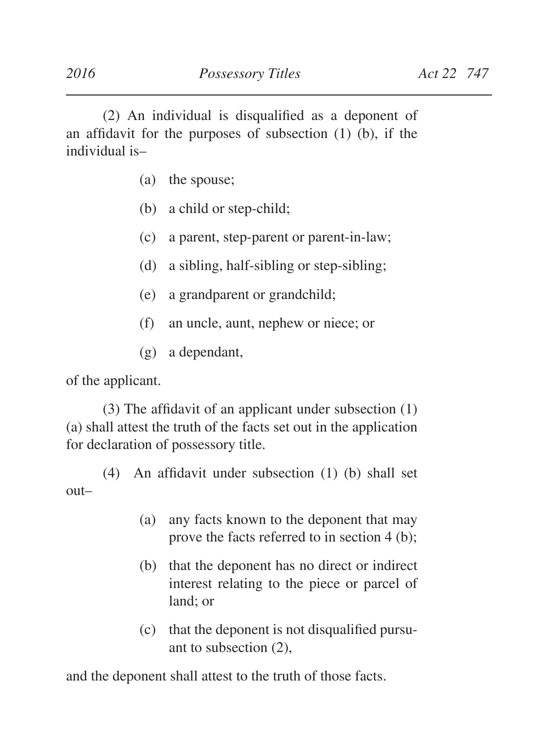(2) An individual is disqualified as a deponent of an affidavit for the purposes of subsection (1) (b), if the individual is–

(a) the spouse;

(b) a child or step-child;

(c) a parent, step-parent or parent-in-law;

(d) a sibling, half-sibling or step-sibling;

(e) a grandparent or grandchild;

(f) an uncle, aunt, nephew or niece; or

(g) a dependant,

of the applicant.

(3) The affidavit of an applicant under subsection (1) (a) shall attest the truth of the facts set out in the application for declaration of possessory title.

(4) An affidavit under subsection (1) (b) shall set out–

(a) any facts known to the deponent that may prove the facts referred to in section 4 (b);

(b) that the deponent has no direct or indirect interest relating to the piece or parcel of land; or

(c) that the deponent is not disqualified pursuant to subsection (2),

and the deponent shall attest to the truth of those facts.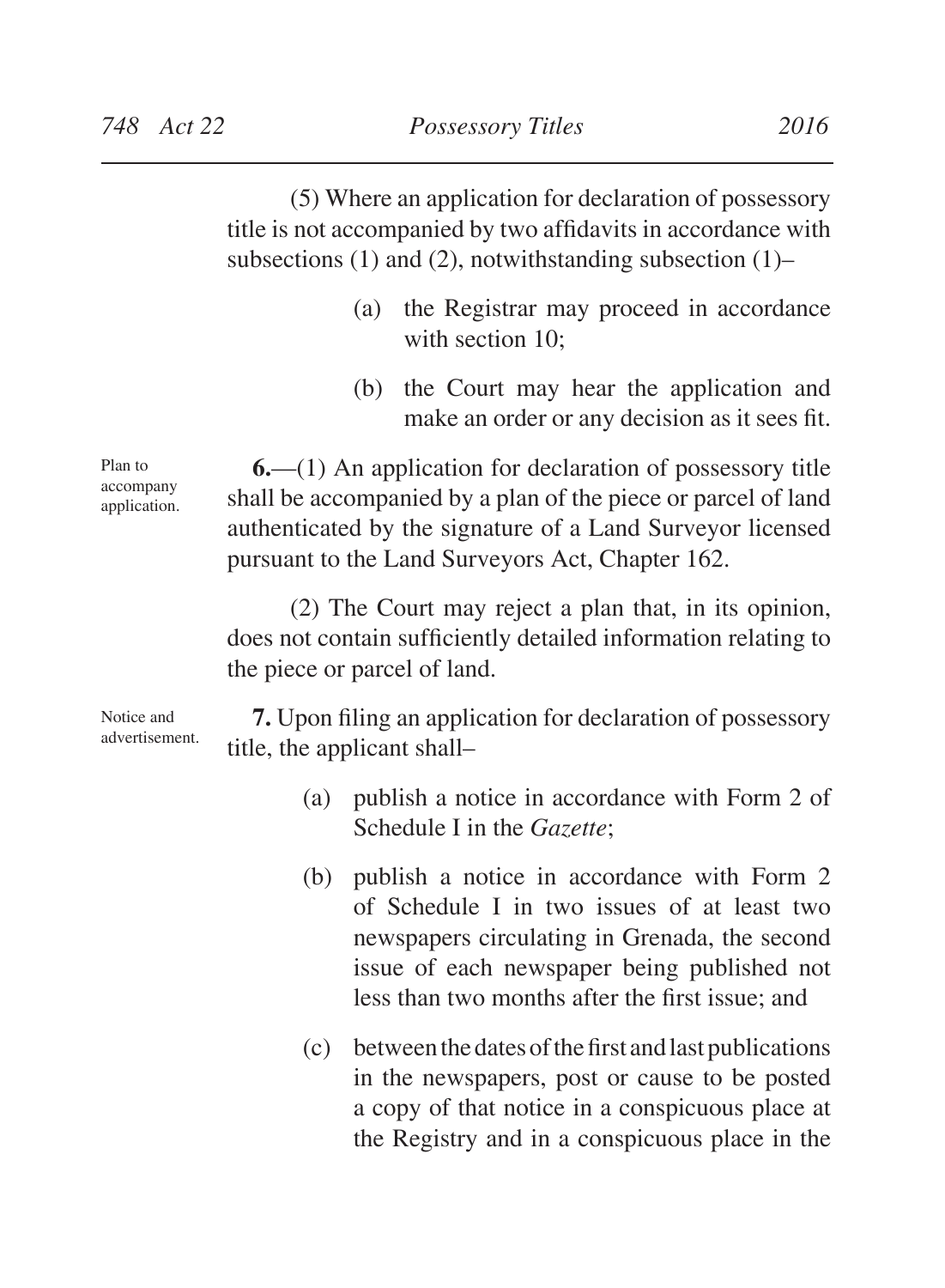(5) Where an application for declaration of possessory title is not accompanied by two affidavits in accordance with subsections (1) and (2), notwithstanding subsection (1)–

(a) the Registrar may proceed in accordance with section 10;

(b) the Court may hear the application and make an order or any decision as it sees fit.

Plan to accompany application.

**6.**—(1) An application for declaration of possessory title shall be accompanied by a plan of the piece or parcel of land authenticated by the signature of a Land Surveyor licensed pursuant to the Land Surveyors Act, Chapter 162.

(2) The Court may reject a plan that, in its opinion, does not contain sufficiently detailed information relating to the piece or parcel of land.

Notice and advertisement.

**7.** Upon filing an application for declaration of possessory title, the applicant shall–

(a) publish a notice in accordance with Form 2 of Schedule I in the *Gazette*;

(b) publish a notice in accordance with Form 2 of Schedule I in two issues of at least two newspapers circulating in Grenada, the second issue of each newspaper being published not less than two months after the first issue; and

(c) between the dates of the first and last publications in the newspapers, post or cause to be posted a copy of that notice in a conspicuous place at the Registry and in a conspicuous place in the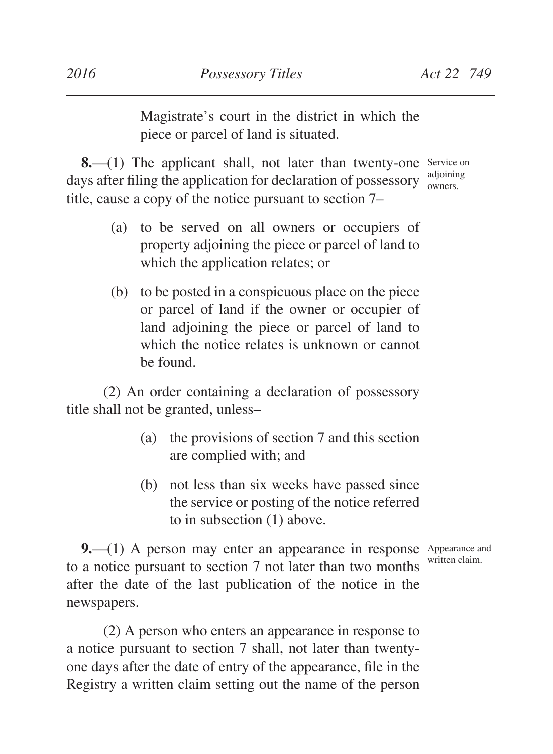Magistrate's court in the district in which the piece or parcel of land is situated.

**8.**—(1) The applicant shall, not later than twenty-one days after filing the application for declaration of possessory title, cause a copy of the notice pursuant to section 7–

Service on adjoining owners.

(a) to be served on all owners or occupiers of property adjoining the piece or parcel of land to which the application relates; or

(b) to be posted in a conspicuous place on the piece or parcel of land if the owner or occupier of land adjoining the piece or parcel of land to which the notice relates is unknown or cannot be found.

(2) An order containing a declaration of possessory title shall not be granted, unless–

(a) the provisions of section 7 and this section are complied with; and

(b) not less than six weeks have passed since the service or posting of the notice referred to in subsection (1) above.

**9.**—(1) A person may enter an appearance in response to a notice pursuant to section 7 not later than two months after the date of the last publication of the notice in the newspapers.

Appearance and written claim.

(2) A person who enters an appearance in response to a notice pursuant to section 7 shall, not later than twenty-one days after the date of entry of the appearance, file in the Registry a written claim setting out the name of the person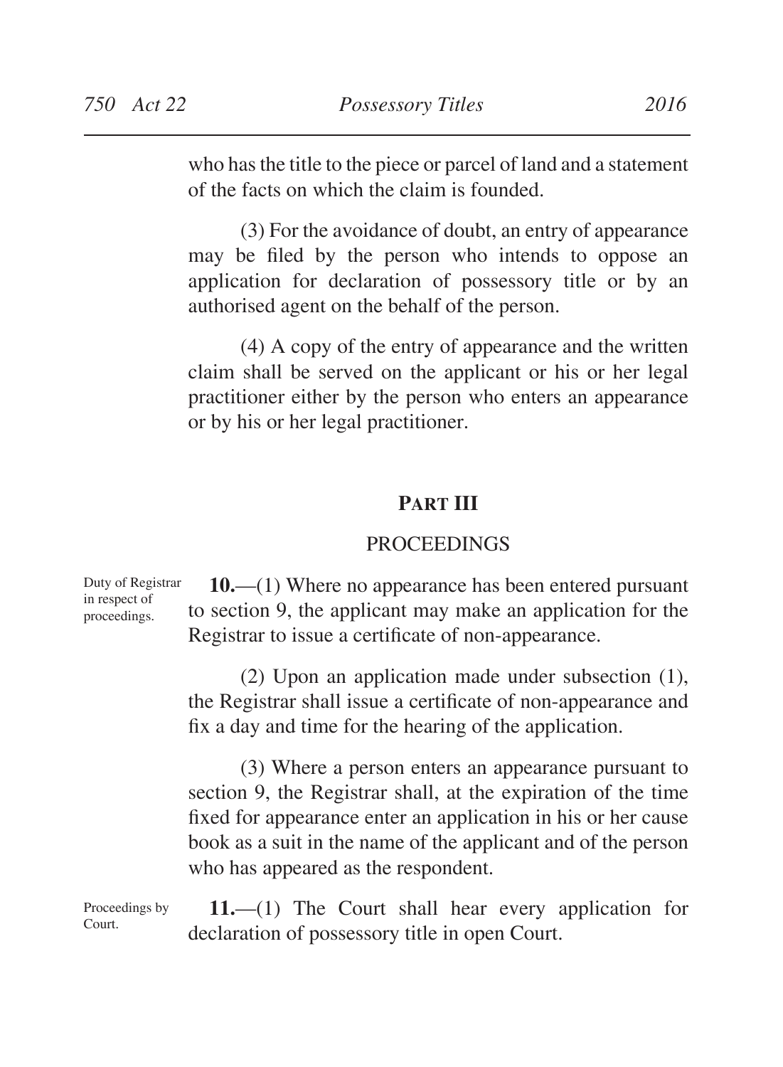who has the title to the piece or parcel of land and a statement of the facts on which the claim is founded.

(3) For the avoidance of doubt, an entry of appearance may be filed by the person who intends to oppose an application for declaration of possessory title or by an authorised agent on the behalf of the person.

(4) A copy of the entry of appearance and the written claim shall be served on the applicant or his or her legal practitioner either by the person who enters an appearance or by his or her legal practitioner.

## PART III

## PROCEEDINGS

Duty of Registrar in respect of proceedings.

**10.**—(1) Where no appearance has been entered pursuant to section 9, the applicant may make an application for the Registrar to issue a certificate of non-appearance.

(2) Upon an application made under subsection (1), the Registrar shall issue a certificate of non-appearance and fix a day and time for the hearing of the application.

(3) Where a person enters an appearance pursuant to section 9, the Registrar shall, at the expiration of the time fixed for appearance enter an application in his or her cause book as a suit in the name of the applicant and of the person who has appeared as the respondent.

Proceedings by Court.

**11.**—(1) The Court shall hear every application for declaration of possessory title in open Court.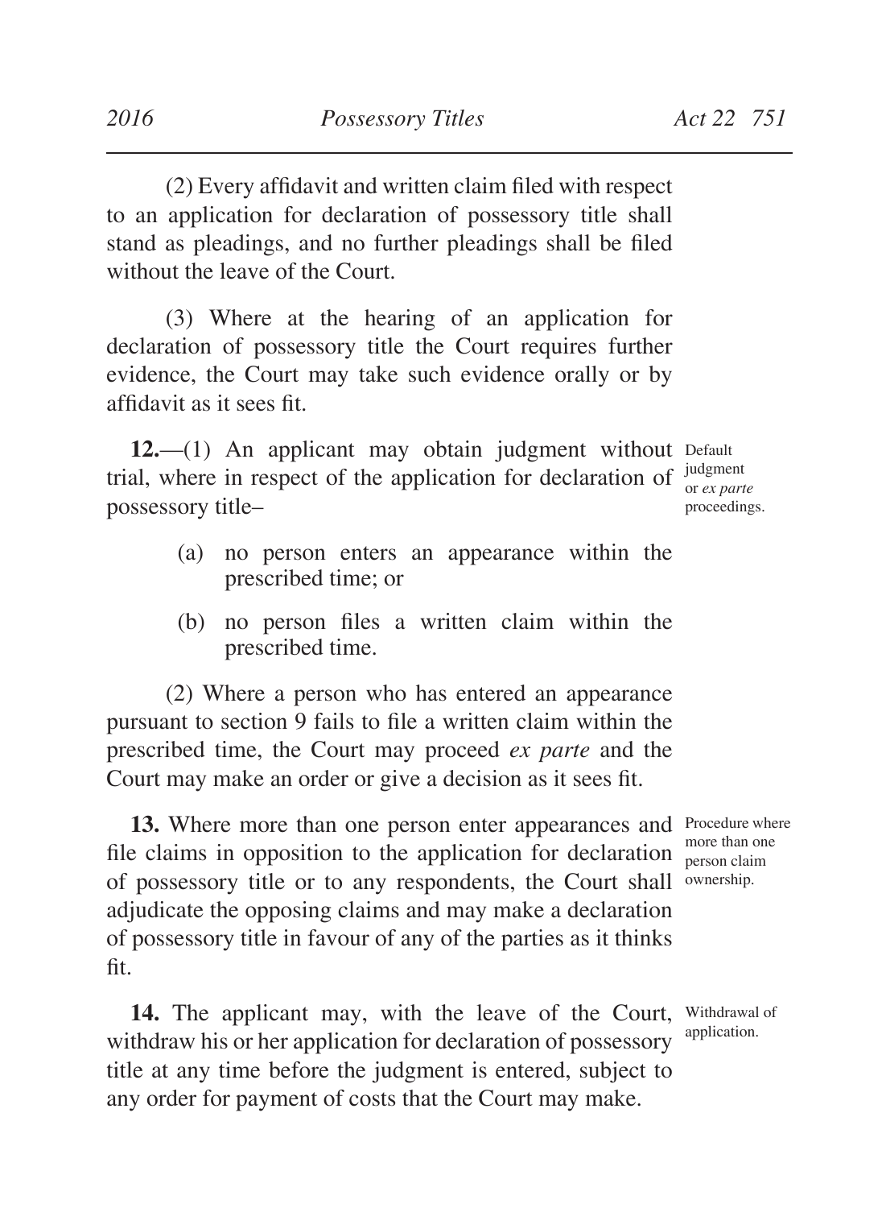(2) Every affidavit and written claim filed with respect to an application for declaration of possessory title shall stand as pleadings, and no further pleadings shall be filed without the leave of the Court.

(3) Where at the hearing of an application for declaration of possessory title the Court requires further evidence, the Court may take such evidence orally or by affidavit as it sees fit.

Default judgment or *ex parte* proceedings.

**12.**—(1) An applicant may obtain judgment without trial, where in respect of the application for declaration of possessory title–

(a) no person enters an appearance within the prescribed time; or

(b) no person files a written claim within the prescribed time.

(2) Where a person who has entered an appearance pursuant to section 9 fails to file a written claim within the prescribed time, the Court may proceed *ex parte* and the Court may make an order or give a decision as it sees fit.

Procedure where more than one person claim ownership.

**13.** Where more than one person enter appearances and file claims in opposition to the application for declaration of possessory title or to any respondents, the Court shall adjudicate the opposing claims and may make a declaration of possessory title in favour of any of the parties as it thinks fit.

Withdrawal of application.

**14.** The applicant may, with the leave of the Court, withdraw his or her application for declaration of possessory title at any time before the judgment is entered, subject to any order for payment of costs that the Court may make.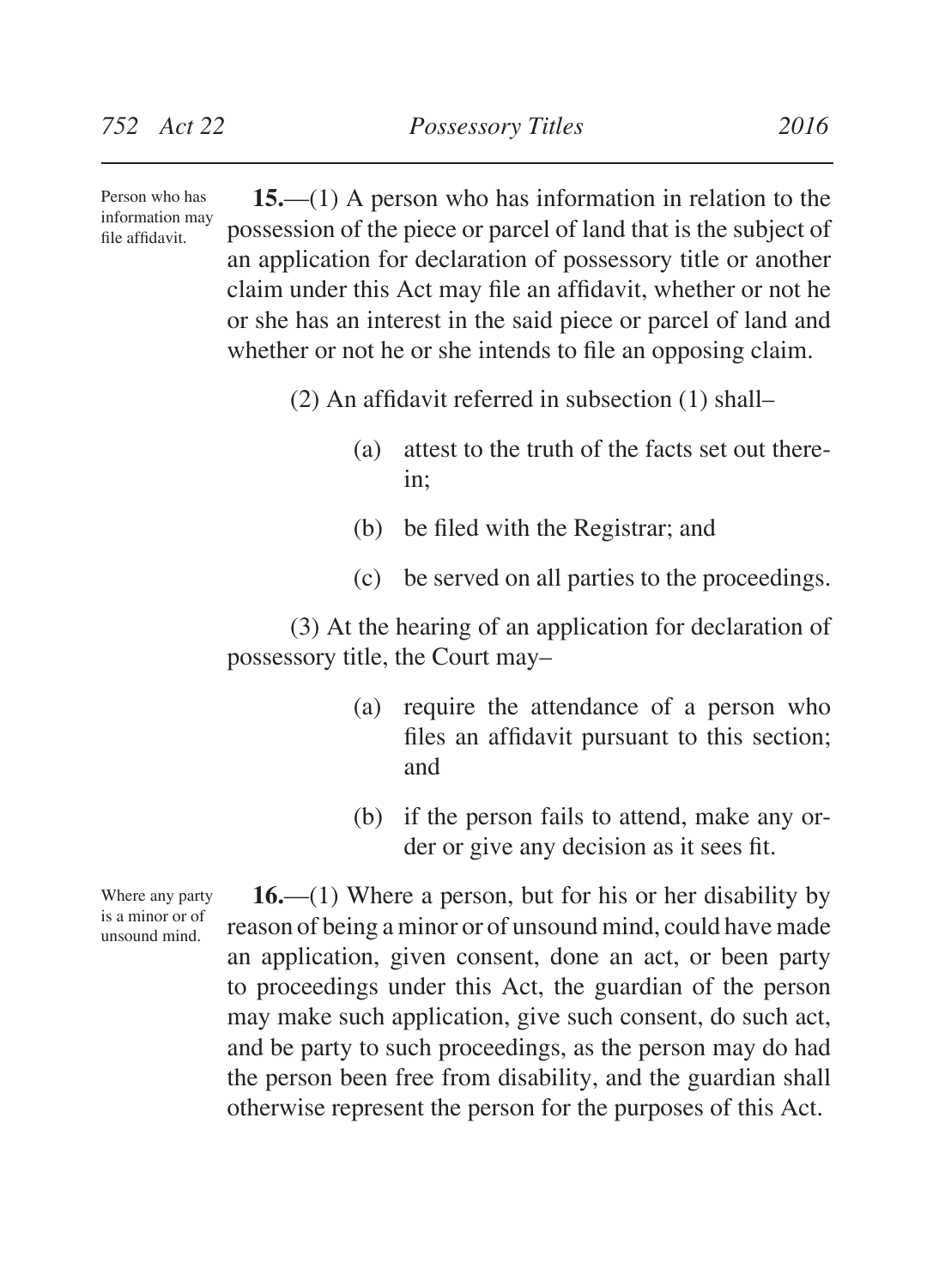Person who has information may file affidavit.

**15.**—(1) A person who has information in relation to the possession of the piece or parcel of land that is the subject of an application for declaration of possessory title or another claim under this Act may file an affidavit, whether or not he or she has an interest in the said piece or parcel of land and whether or not he or she intends to file an opposing claim.

(2) An affidavit referred in subsection (1) shall–

(a) attest to the truth of the facts set out therein;

(b) be filed with the Registrar; and

(c) be served on all parties to the proceedings.

(3) At the hearing of an application for declaration of possessory title, the Court may–

(a) require the attendance of a person who files an affidavit pursuant to this section; and

(b) if the person fails to attend, make any order or give any decision as it sees fit.

Where any party is a minor or of unsound mind.

**16.**—(1) Where a person, but for his or her disability by reason of being a minor or of unsound mind, could have made an application, given consent, done an act, or been party to proceedings under this Act, the guardian of the person may make such application, give such consent, do such act, and be party to such proceedings, as the person may do had the person been free from disability, and the guardian shall otherwise represent the person for the purposes of this Act.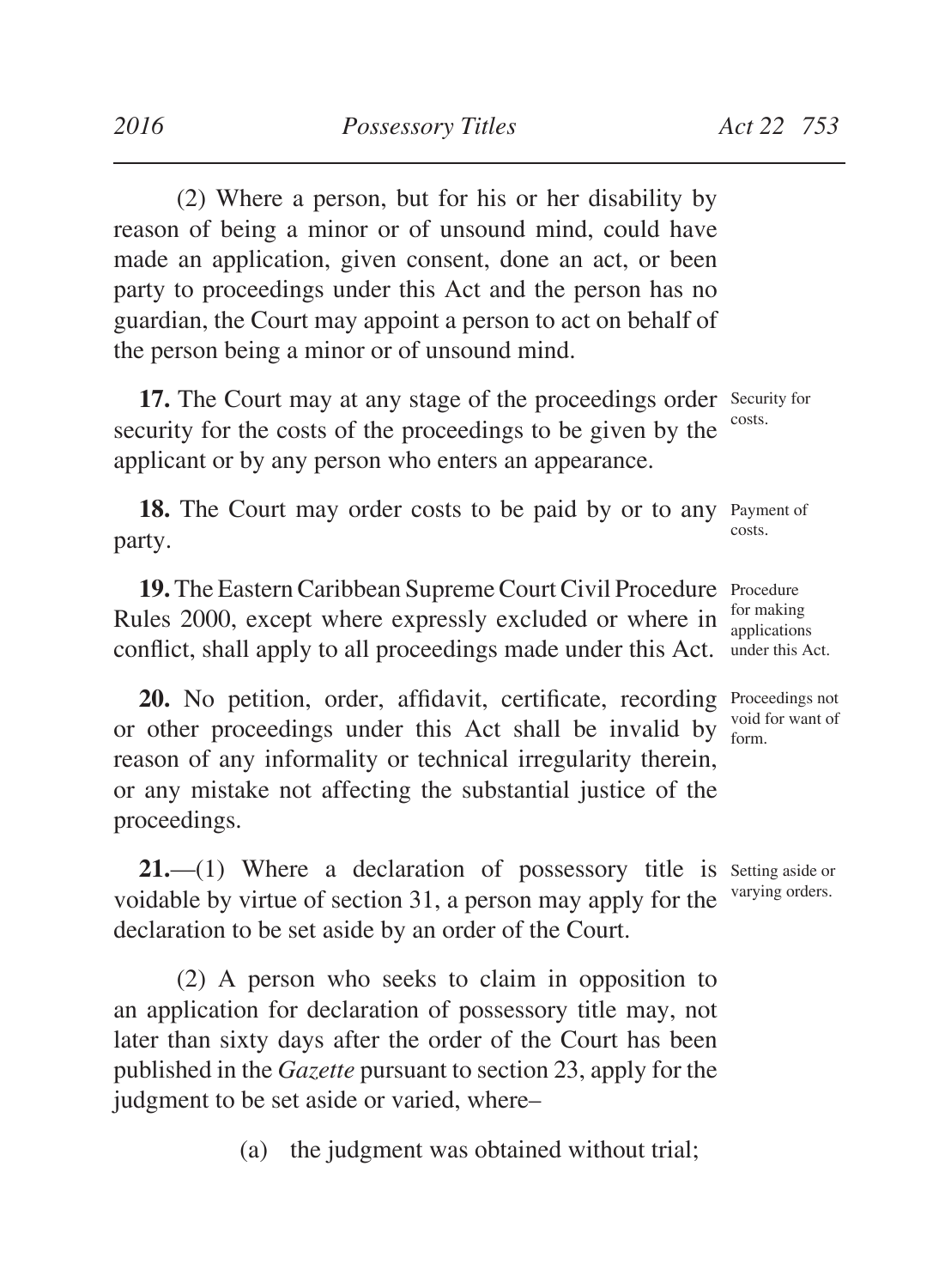(2) Where a person, but for his or her disability by reason of being a minor or of unsound mind, could have made an application, given consent, done an act, or been party to proceedings under this Act and the person has no guardian, the Court may appoint a person to act on behalf of the person being a minor or of unsound mind.

Security for costs.

**17.** The Court may at any stage of the proceedings order security for the costs of the proceedings to be given by the applicant or by any person who enters an appearance.

Payment of costs.

**18.** The Court may order costs to be paid by or to any party.

Procedure for making applications under this Act.

**19.** The Eastern Caribbean Supreme Court Civil Procedure Rules 2000, except where expressly excluded or where in conflict, shall apply to all proceedings made under this Act.

Proceedings not void for want of form.

**20.** No petition, order, affidavit, certificate, recording or other proceedings under this Act shall be invalid by reason of any informality or technical irregularity therein, or any mistake not affecting the substantial justice of the proceedings.

Setting aside or varying orders.

**21.**—(1) Where a declaration of possessory title is voidable by virtue of section 31, a person may apply for the declaration to be set aside by an order of the Court.

(2) A person who seeks to claim in opposition to an application for declaration of possessory title may, not later than sixty days after the order of the Court has been published in the *Gazette* pursuant to section 23, apply for the judgment to be set aside or varied, where–

(a) the judgment was obtained without trial;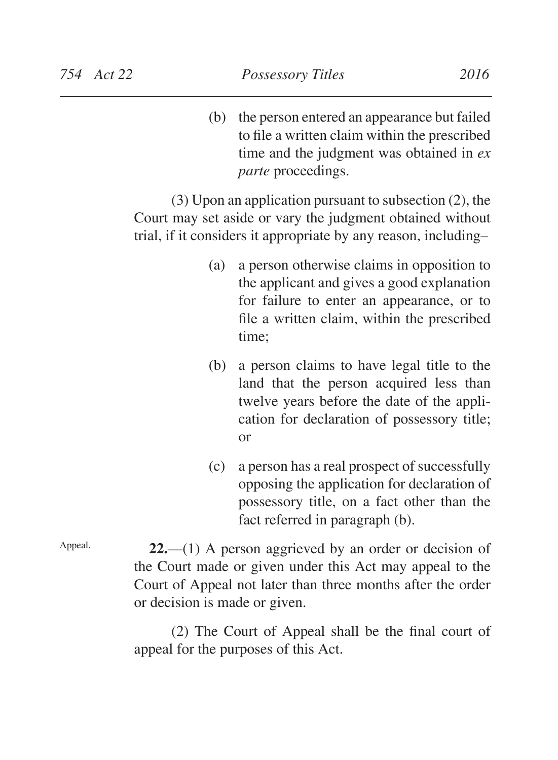(b) the person entered an appearance but failed to file a written claim within the prescribed time and the judgment was obtained in *ex parte* proceedings.

(3) Upon an application pursuant to subsection (2), the Court may set aside or vary the judgment obtained without trial, if it considers it appropriate by any reason, including–

(a) a person otherwise claims in opposition to the applicant and gives a good explanation for failure to enter an appearance, or to file a written claim, within the prescribed time;

(b) a person claims to have legal title to the land that the person acquired less than twelve years before the date of the application for declaration of possessory title; or

(c) a person has a real prospect of successfully opposing the application for declaration of possessory title, on a fact other than the fact referred in paragraph (b).

Appeal.

**22.**—(1) A person aggrieved by an order or decision of the Court made or given under this Act may appeal to the Court of Appeal not later than three months after the order or decision is made or given.

(2) The Court of Appeal shall be the final court of appeal for the purposes of this Act.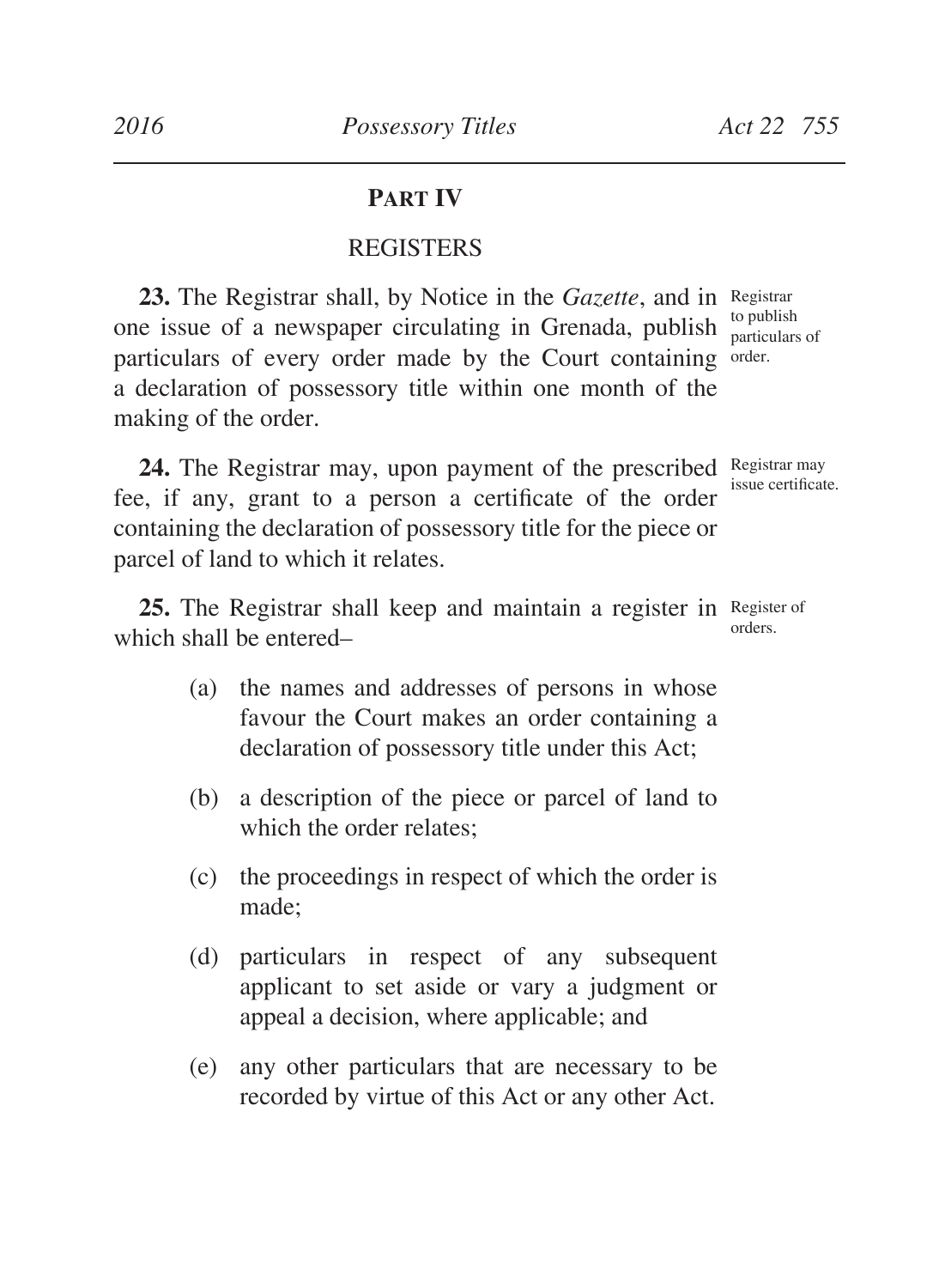## PART IV

### REGISTERS

**23.** The Registrar shall, by Notice in the *Gazette*, and in one issue of a newspaper circulating in Grenada, publish particulars of every order made by the Court containing a declaration of possessory title within one month of the making of the order.

Registrar to publish particulars of order.

**24.** The Registrar may, upon payment of the prescribed fee, if any, grant to a person a certificate of the order containing the declaration of possessory title for the piece or parcel of land to which it relates.

Registrar may issue certificate.

**25.** The Registrar shall keep and maintain a register in which shall be entered–

Register of orders.

(a) the names and addresses of persons in whose favour the Court makes an order containing a declaration of possessory title under this Act;

(b) a description of the piece or parcel of land to which the order relates;

(c) the proceedings in respect of which the order is made;

(d) particulars in respect of any subsequent applicant to set aside or vary a judgment or appeal a decision, where applicable; and

(e) any other particulars that are necessary to be recorded by virtue of this Act or any other Act.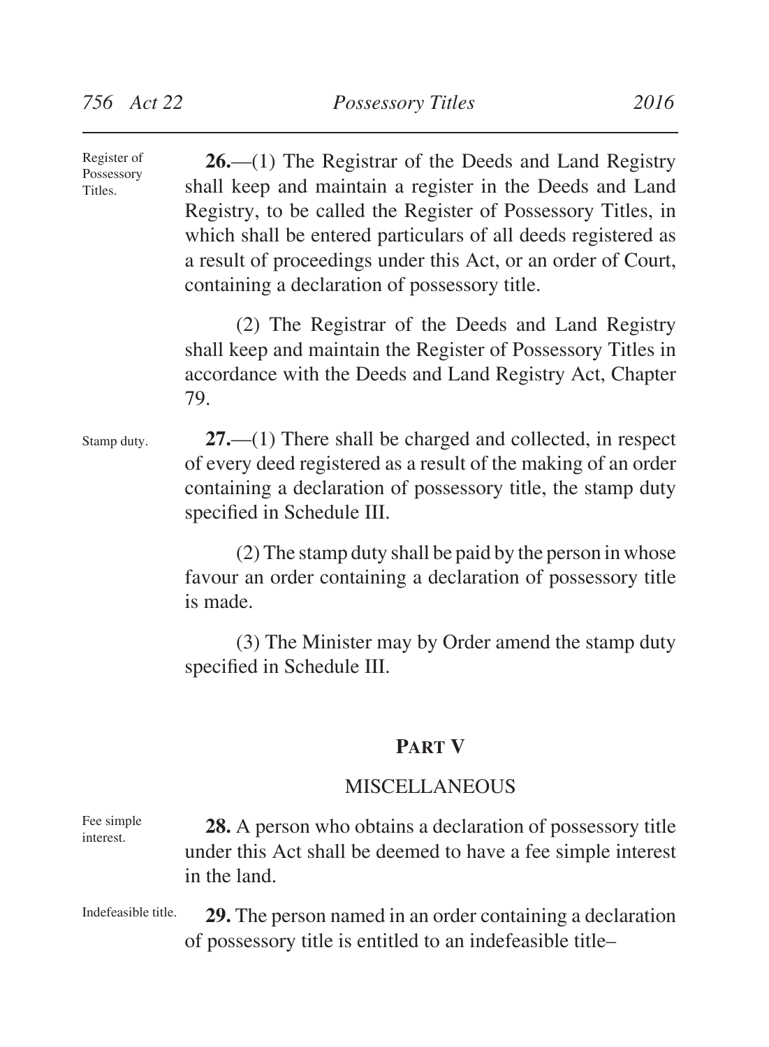Register of Possessory Titles.

**26.**—(1) The Registrar of the Deeds and Land Registry shall keep and maintain a register in the Deeds and Land Registry, to be called the Register of Possessory Titles, in which shall be entered particulars of all deeds registered as a result of proceedings under this Act, or an order of Court, containing a declaration of possessory title.

(2) The Registrar of the Deeds and Land Registry shall keep and maintain the Register of Possessory Titles in accordance with the Deeds and Land Registry Act, Chapter 79.

Stamp duty.

**27.**—(1) There shall be charged and collected, in respect of every deed registered as a result of the making of an order containing a declaration of possessory title, the stamp duty specified in Schedule III.

(2) The stamp duty shall be paid by the person in whose favour an order containing a declaration of possessory title is made.

(3) The Minister may by Order amend the stamp duty specified in Schedule III.

## PART V

## MISCELLANEOUS

Fee simple interest.

**28.** A person who obtains a declaration of possessory title under this Act shall be deemed to have a fee simple interest in the land.

Indefeasible title.

**29.** The person named in an order containing a declaration of possessory title is entitled to an indefeasible title–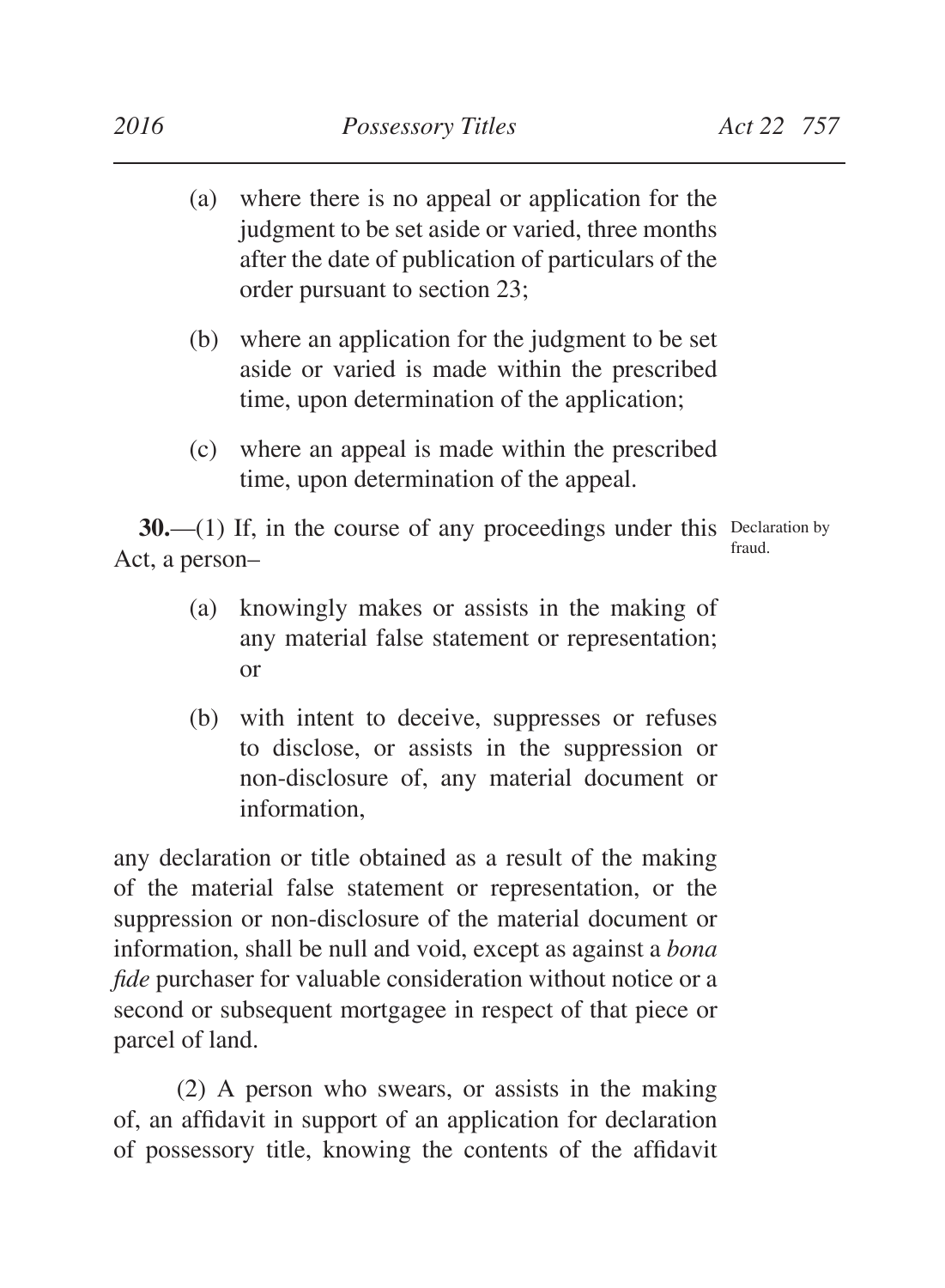(a) where there is no appeal or application for the judgment to be set aside or varied, three months after the date of publication of particulars of the order pursuant to section 23;

(b) where an application for the judgment to be set aside or varied is made within the prescribed time, upon determination of the application;

(c) where an appeal is made within the prescribed time, upon determination of the appeal.

Declaration by fraud.

**30.**—(1) If, in the course of any proceedings under this Act, a person–

(a) knowingly makes or assists in the making of any material false statement or representation; or

(b) with intent to deceive, suppresses or refuses to disclose, or assists in the suppression or non-disclosure of, any material document or information,

any declaration or title obtained as a result of the making of the material false statement or representation, or the suppression or non-disclosure of the material document or information, shall be null and void, except as against a *bona fide* purchaser for valuable consideration without notice or a second or subsequent mortgagee in respect of that piece or parcel of land.

(2) A person who swears, or assists in the making of, an affidavit in support of an application for declaration of possessory title, knowing the contents of the affidavit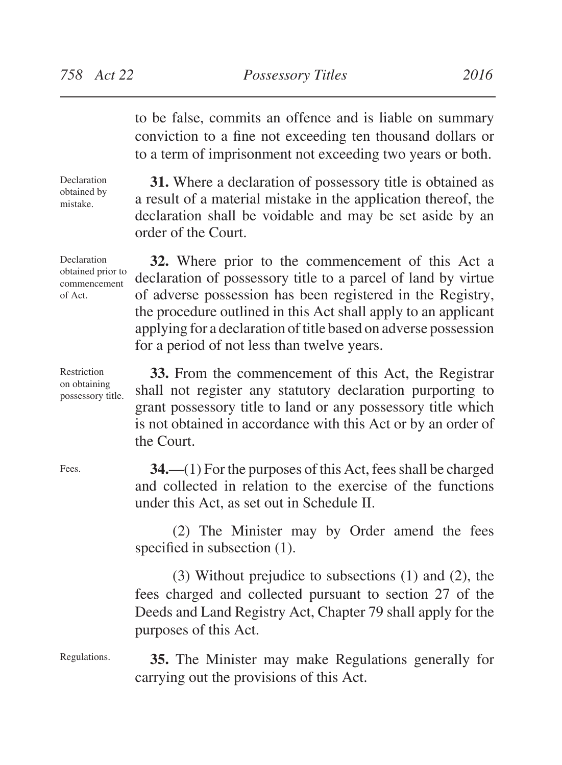to be false, commits an offence and is liable on summary conviction to a fine not exceeding ten thousand dollars or to a term of imprisonment not exceeding two years or both.

Declaration obtained by mistake.

**31.** Where a declaration of possessory title is obtained as a result of a material mistake in the application thereof, the declaration shall be voidable and may be set aside by an order of the Court.

Declaration obtained prior to commencement of Act.

**32.** Where prior to the commencement of this Act a declaration of possessory title to a parcel of land by virtue of adverse possession has been registered in the Registry, the procedure outlined in this Act shall apply to an applicant applying for a declaration of title based on adverse possession for a period of not less than twelve years.

Restriction on obtaining possessory title.

**33.** From the commencement of this Act, the Registrar shall not register any statutory declaration purporting to grant possessory title to land or any possessory title which is not obtained in accordance with this Act or by an order of the Court.

Fees.

**34.**—(1) For the purposes of this Act, fees shall be charged and collected in relation to the exercise of the functions under this Act, as set out in Schedule II.

(2) The Minister may by Order amend the fees specified in subsection (1).

(3) Without prejudice to subsections (1) and (2), the fees charged and collected pursuant to section 27 of the Deeds and Land Registry Act, Chapter 79 shall apply for the purposes of this Act.

Regulations.

**35.** The Minister may make Regulations generally for carrying out the provisions of this Act.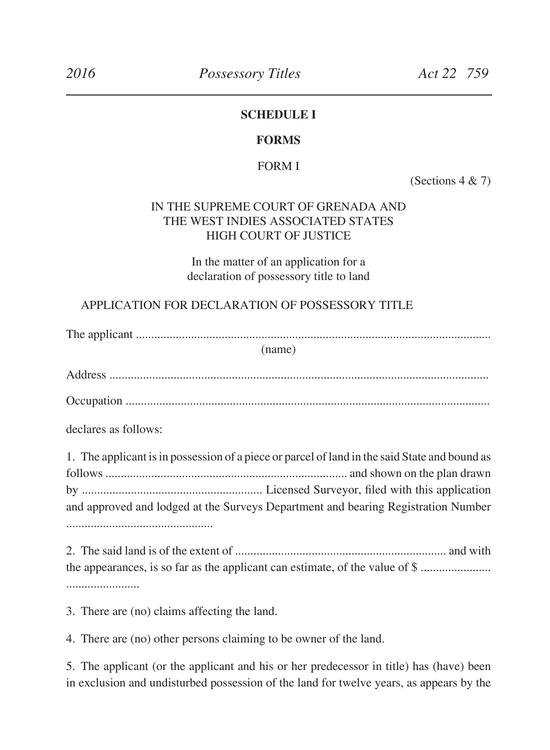## SCHEDULE I

## FORMS

FORM I

(Sections 4 & 7)

IN THE SUPREME COURT OF GRENADA AND
THE WEST INDIES ASSOCIATED STATES
HIGH COURT OF JUSTICE

In the matter of an application for a
declaration of possessory title to land

APPLICATION FOR DECLARATION OF POSSESSORY TITLE

The applicant ..........................................................................................................
(name)

Address ...................................................................................................................

Occupation ..............................................................................................................

declares as follows:

1. The applicant is in possession of a piece or parcel of land in the said State and bound as follows .............................................................................. and shown on the plan drawn by .......................................................... Licensed Surveyor, filed with this application and approved and lodged at the Surveys Department and bearing Registration Number ...............................................

2. The said land is of the extent of .................................................................... and with the appearances, is so far as the applicant can estimate, of the value of $ ...............................................

3. There are (no) claims affecting the land.

4. There are (no) other persons claiming to be owner of the land.

5. The applicant (or the applicant and his or her predecessor in title) has (have) been in exclusion and undisturbed possession of the land for twelve years, as appears by the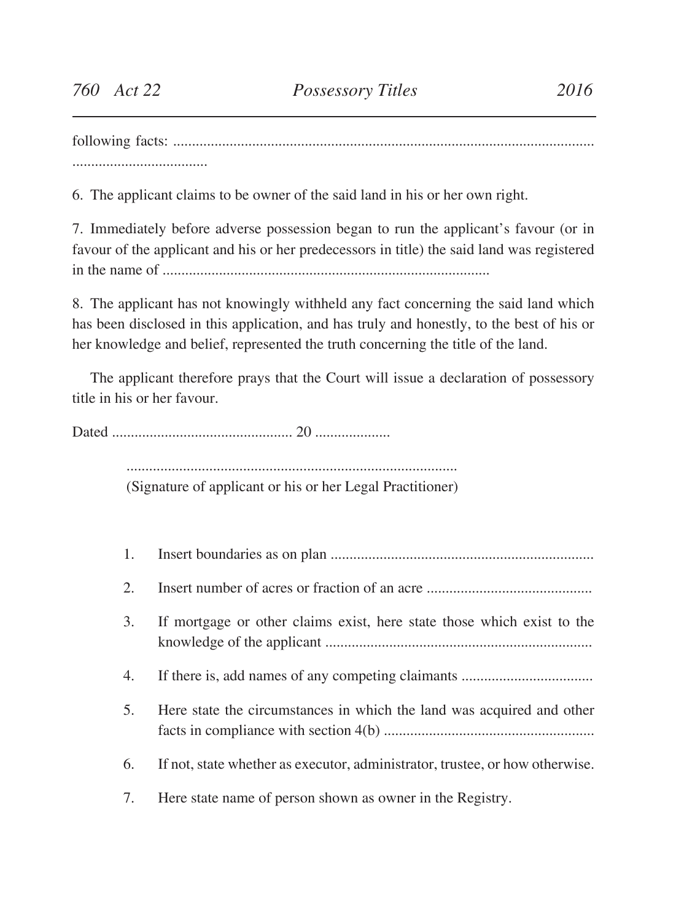following facts: ............................................................................................................ ....................................

6. The applicant claims to be owner of the said land in his or her own right.

7. Immediately before adverse possession began to run the applicant's favour (or in favour of the applicant and his or her predecessors in title) the said land was registered in the name of ......................................................................................

8. The applicant has not knowingly withheld any fact concerning the said land which has been disclosed in this application, and has truly and honestly, to the best of his or her knowledge and belief, represented the truth concerning the title of the land.

The applicant therefore prays that the Court will issue a declaration of possessory title in his or her favour.

Dated ................................................ 20 ....................

........................................................................................
(Signature of applicant or his or her Legal Practitioner)

1. Insert boundaries as on plan .....................................................................
2. Insert number of acres or fraction of an acre ...........................................
3. If mortgage or other claims exist, here state those which exist to the knowledge of the applicant ......................................................................
4. If there is, add names of any competing claimants ..................................
5. Here state the circumstances in which the land was acquired and other facts in compliance with section 4(b) .......................................................
6. If not, state whether as executor, administrator, trustee, or how otherwise.
7. Here state name of person shown as owner in the Registry.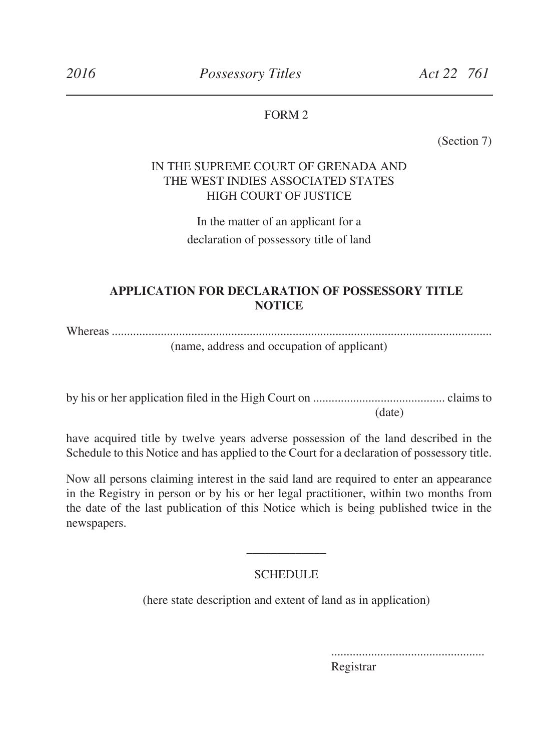FORM 2

(Section 7)

IN THE SUPREME COURT OF GRENADA AND
THE WEST INDIES ASSOCIATED STATES
HIGH COURT OF JUSTICE

In the matter of an applicant for a
declaration of possessory title of land

**APPLICATION FOR DECLARATION OF POSSESSORY TITLE NOTICE**

Whereas ............................................................................................................................
(name, address and occupation of applicant)

by his or her application filed in the High Court on .......................................... claims to
(date)

have acquired title by twelve years adverse possession of the land described in the Schedule to this Notice and has applied to the Court for a declaration of possessory title.

Now all persons claiming interest in the said land are required to enter an appearance in the Registry in person or by his or her legal practitioner, within two months from the date of the last publication of this Notice which is being published twice in the newspapers.

---

SCHEDULE

(here state description and extent of land as in application)

.................................................
Registrar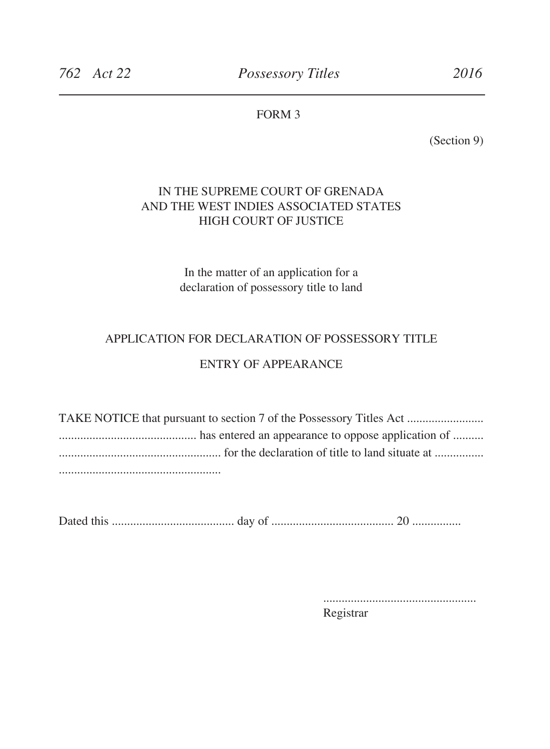FORM 3

(Section 9)

IN THE SUPREME COURT OF GRENADA
AND THE WEST INDIES ASSOCIATED STATES
HIGH COURT OF JUSTICE

In the matter of an application for a
declaration of possessory title to land

APPLICATION FOR DECLARATION OF POSSESSORY TITLE

ENTRY OF APPEARANCE

TAKE NOTICE that pursuant to section 7 of the Possessory Titles Act .........................
............................................. has entered an appearance to oppose application of ..........
..................................................... for the declaration of title to land situate at ................
.....................................................

Dated this ........................................ day of ........................................ 20 ................

..................................................
Registrar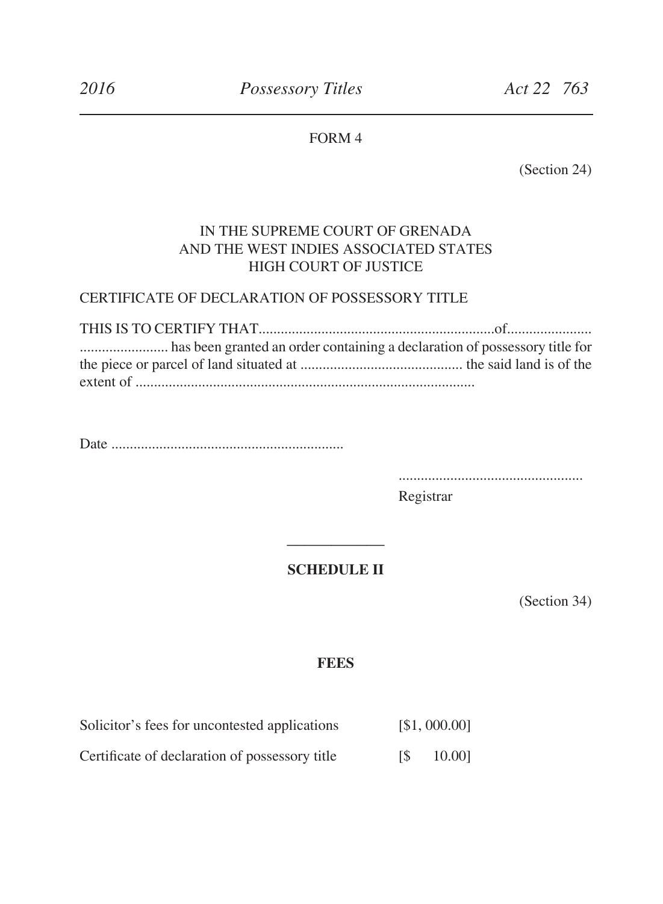FORM 4

(Section 24)

IN THE SUPREME COURT OF GRENADA
AND THE WEST INDIES ASSOCIATED STATES
HIGH COURT OF JUSTICE

CERTIFICATE OF DECLARATION OF POSSESSORY TITLE

THIS IS TO CERTIFY THAT...............................................................of........................ ........................ has been granted an order containing a declaration of possessory title for the piece or parcel of land situated at ............................................ the said land is of the extent of ............................................................................................

Date ...............................................................

..................................................
Registrar

---

**SCHEDULE II**

(Section 34)

**FEES**

| | |
|---|---|
| Solicitor's fees for uncontested applications | [$1, 000.00] |
| Certificate of declaration of possessory title | [$ 10.00] |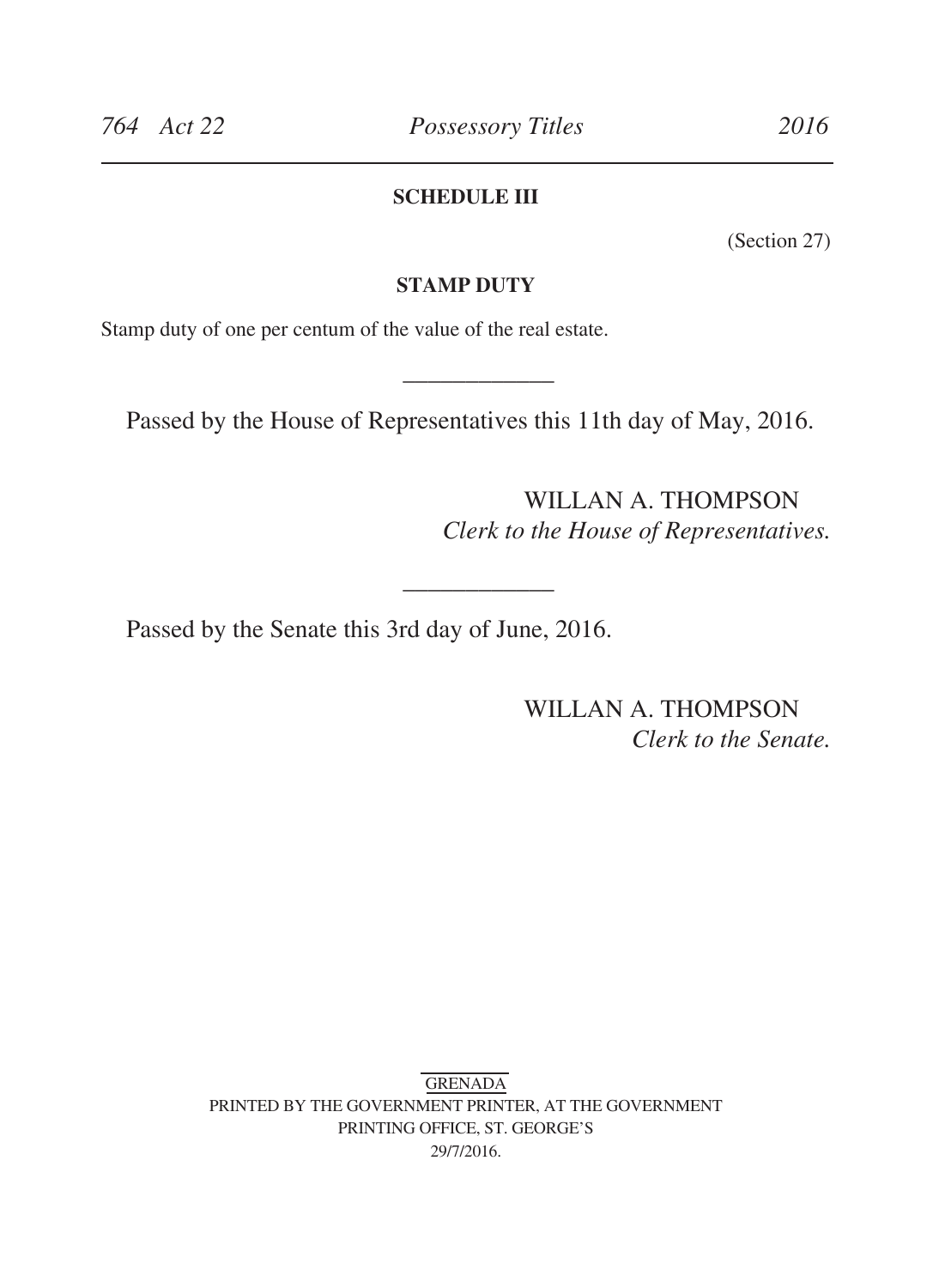## SCHEDULE III

(Section 27)

### STAMP DUTY

Stamp duty of one per centum of the value of the real estate.

---

Passed by the House of Representatives this 11th day of May, 2016.

WILLAN A. THOMPSON
*Clerk to the House of Representatives.*

---

Passed by the Senate this 3rd day of June, 2016.

WILLAN A. THOMPSON
*Clerk to the Senate.*

GRENADA
PRINTED BY THE GOVERNMENT PRINTER, AT THE GOVERNMENT PRINTING OFFICE, ST. GEORGE'S
29/7/2016.